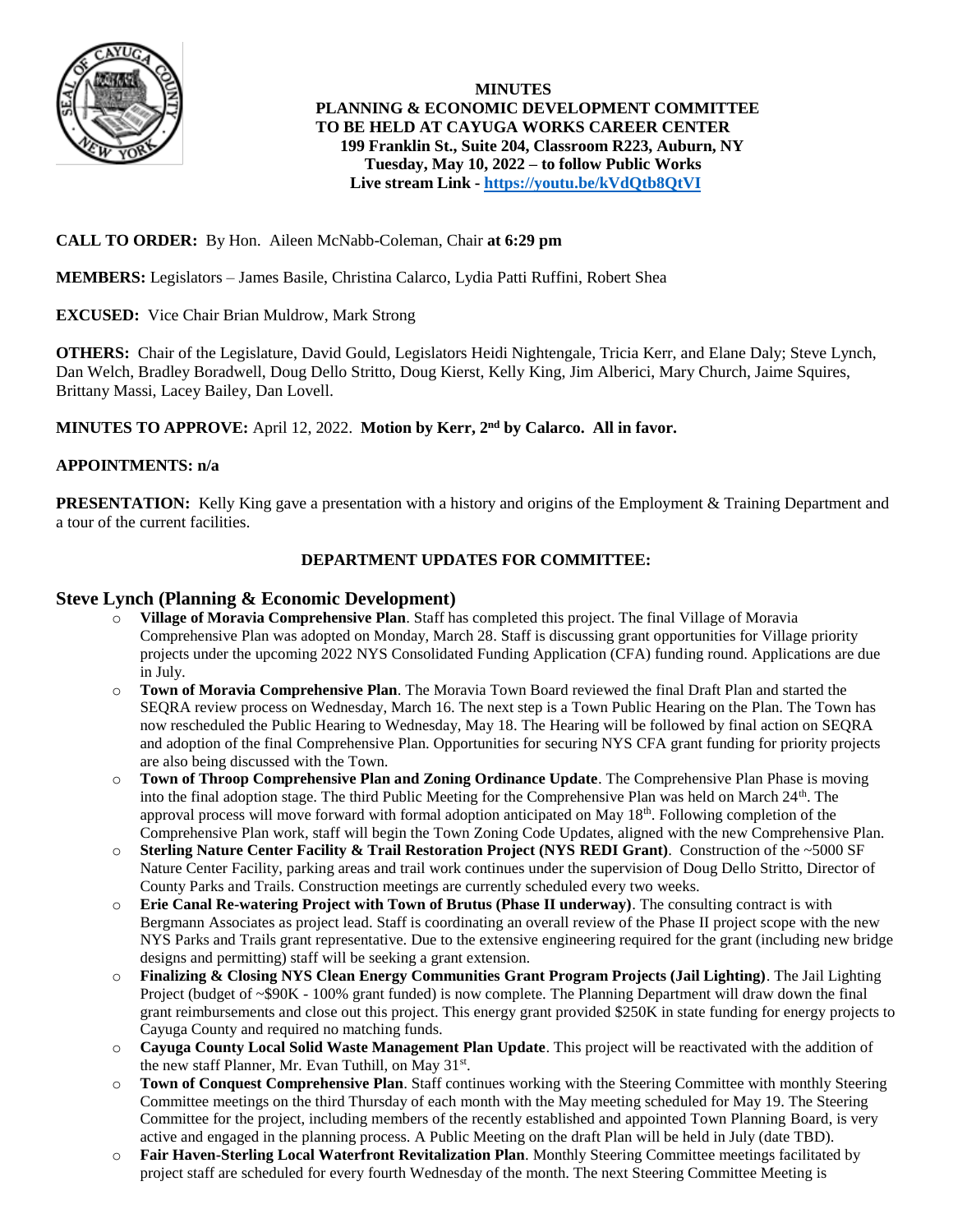**MINUTES**
**PLANNING & ECONOMIC DEVELOPMENT COMMITTEE**
**TO BE HELD AT CAYUGA WORKS CAREER CENTER**
**199 Franklin St., Suite 204, Classroom R223, Auburn, NY**
**Tuesday, May 10, 2022 – to follow Public Works**
**Live stream Link - https://youtu.be/kVdQtb8QtVI**

**CALL TO ORDER:** By Hon. Aileen McNabb-Coleman, Chair **at 6:29 pm**

**MEMBERS:** Legislators – James Basile, Christina Calarco, Lydia Patti Ruffini, Robert Shea

**EXCUSED:** Vice Chair Brian Muldrow, Mark Strong

**OTHERS:** Chair of the Legislature, David Gould, Legislators Heidi Nightengale, Tricia Kerr, and Elane Daly; Steve Lynch, Dan Welch, Bradley Boradwell, Doug Dello Stritto, Doug Kierst, Kelly King, Jim Alberici, Mary Church, Jaime Squires, Brittany Massi, Lacey Bailey, Dan Lovell.

**MINUTES TO APPROVE:** April 12, 2022. **Motion by Kerr, 2nd by Calarco. All in favor.**

**APPOINTMENTS: n/a**

**PRESENTATION:** Kelly King gave a presentation with a history and origins of the Employment & Training Department and a tour of the current facilities.

**DEPARTMENT UPDATES FOR COMMITTEE:**

## Steve Lynch (Planning & Economic Development)

- **Village of Moravia Comprehensive Plan**. Staff has completed this project. The final Village of Moravia Comprehensive Plan was adopted on Monday, March 28. Staff is discussing grant opportunities for Village priority projects under the upcoming 2022 NYS Consolidated Funding Application (CFA) funding round. Applications are due in July.
- **Town of Moravia Comprehensive Plan**. The Moravia Town Board reviewed the final Draft Plan and started the SEQRA review process on Wednesday, March 16. The next step is a Town Public Hearing on the Plan. The Town has now rescheduled the Public Hearing to Wednesday, May 18. The Hearing will be followed by final action on SEQRA and adoption of the final Comprehensive Plan. Opportunities for securing NYS CFA grant funding for priority projects are also being discussed with the Town.
- **Town of Throop Comprehensive Plan and Zoning Ordinance Update**. The Comprehensive Plan Phase is moving into the final adoption stage. The third Public Meeting for the Comprehensive Plan was held on March 24th. The approval process will move forward with formal adoption anticipated on May 18th. Following completion of the Comprehensive Plan work, staff will begin the Town Zoning Code Updates, aligned with the new Comprehensive Plan.
- **Sterling Nature Center Facility & Trail Restoration Project (NYS REDI Grant)**. Construction of the ~5000 SF Nature Center Facility, parking areas and trail work continues under the supervision of Doug Dello Stritto, Director of County Parks and Trails. Construction meetings are currently scheduled every two weeks.
- **Erie Canal Re-watering Project with Town of Brutus (Phase II underway)**. The consulting contract is with Bergmann Associates as project lead. Staff is coordinating an overall review of the Phase II project scope with the new NYS Parks and Trails grant representative. Due to the extensive engineering required for the grant (including new bridge designs and permitting) staff will be seeking a grant extension.
- **Finalizing & Closing NYS Clean Energy Communities Grant Program Projects (Jail Lighting)**. The Jail Lighting Project (budget of ~$90K - 100% grant funded) is now complete. The Planning Department will draw down the final grant reimbursements and close out this project. This energy grant provided $250K in state funding for energy projects to Cayuga County and required no matching funds.
- **Cayuga County Local Solid Waste Management Plan Update**. This project will be reactivated with the addition of the new staff Planner, Mr. Evan Tuthill, on May 31st.
- **Town of Conquest Comprehensive Plan**. Staff continues working with the Steering Committee with monthly Steering Committee meetings on the third Thursday of each month with the May meeting scheduled for May 19. The Steering Committee for the project, including members of the recently established and appointed Town Planning Board, is very active and engaged in the planning process. A Public Meeting on the draft Plan will be held in July (date TBD).
- **Fair Haven-Sterling Local Waterfront Revitalization Plan**. Monthly Steering Committee meetings facilitated by project staff are scheduled for every fourth Wednesday of the month. The next Steering Committee Meeting is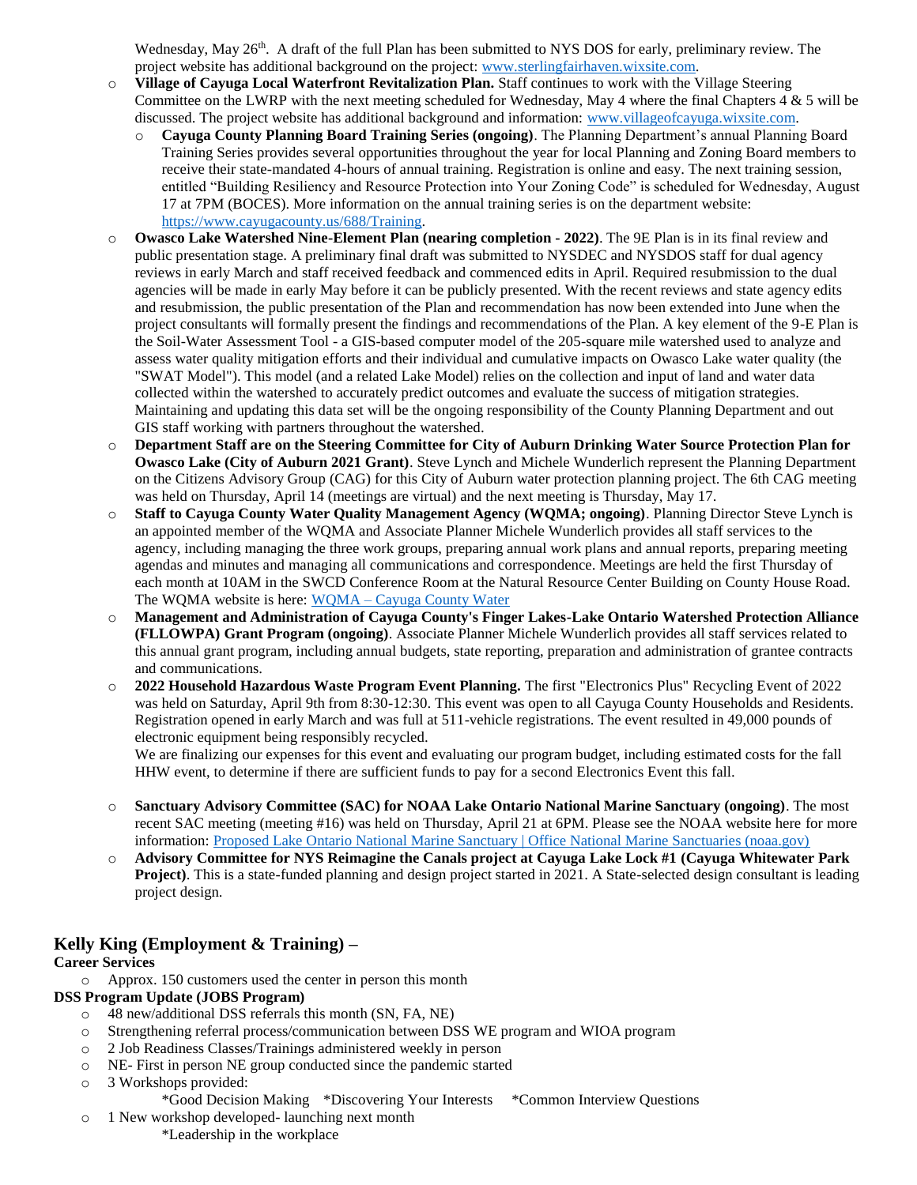Wednesday, May 26th. A draft of the full Plan has been submitted to NYS DOS for early, preliminary review. The project website has additional background on the project: www.sterlingfairhaven.wixsite.com.

- **Village of Cayuga Local Waterfront Revitalization Plan.** Staff continues to work with the Village Steering Committee on the LWRP with the next meeting scheduled for Wednesday, May 4 where the final Chapters 4 & 5 will be discussed. The project website has additional background and information: www.villageofcayuga.wixsite.com.
  - **Cayuga County Planning Board Training Series (ongoing)**. The Planning Department's annual Planning Board Training Series provides several opportunities throughout the year for local Planning and Zoning Board members to receive their state-mandated 4-hours of annual training. Registration is online and easy. The next training session, entitled "Building Resiliency and Resource Protection into Your Zoning Code" is scheduled for Wednesday, August 17 at 7PM (BOCES). More information on the annual training series is on the department website: https://www.cayugacounty.us/688/Training.
- **Owasco Lake Watershed Nine-Element Plan (nearing completion - 2022)**. The 9E Plan is in its final review and public presentation stage. A preliminary final draft was submitted to NYSDEC and NYSDOS staff for dual agency reviews in early March and staff received feedback and commenced edits in April. Required resubmission to the dual agencies will be made in early May before it can be publicly presented. With the recent reviews and state agency edits and resubmission, the public presentation of the Plan and recommendation has now been extended into June when the project consultants will formally present the findings and recommendations of the Plan. A key element of the 9-E Plan is the Soil-Water Assessment Tool - a GIS-based computer model of the 205-square mile watershed used to analyze and assess water quality mitigation efforts and their individual and cumulative impacts on Owasco Lake water quality (the "SWAT Model"). This model (and a related Lake Model) relies on the collection and input of land and water data collected within the watershed to accurately predict outcomes and evaluate the success of mitigation strategies. Maintaining and updating this data set will be the ongoing responsibility of the County Planning Department and out GIS staff working with partners throughout the watershed.
- **Department Staff are on the Steering Committee for City of Auburn Drinking Water Source Protection Plan for Owasco Lake (City of Auburn 2021 Grant)**. Steve Lynch and Michele Wunderlich represent the Planning Department on the Citizens Advisory Group (CAG) for this City of Auburn water protection planning project. The 6th CAG meeting was held on Thursday, April 14 (meetings are virtual) and the next meeting is Thursday, May 17.
- **Staff to Cayuga County Water Quality Management Agency (WQMA; ongoing)**. Planning Director Steve Lynch is an appointed member of the WQMA and Associate Planner Michele Wunderlich provides all staff services to the agency, including managing the three work groups, preparing annual work plans and annual reports, preparing meeting agendas and minutes and managing all communications and correspondence. Meetings are held the first Thursday of each month at 10AM in the SWCD Conference Room at the Natural Resource Center Building on County House Road. The WQMA website is here: WQMA – Cayuga County Water
- **Management and Administration of Cayuga County's Finger Lakes-Lake Ontario Watershed Protection Alliance (FLLOWPA) Grant Program (ongoing)**. Associate Planner Michele Wunderlich provides all staff services related to this annual grant program, including annual budgets, state reporting, preparation and administration of grantee contracts and communications.
- **2022 Household Hazardous Waste Program Event Planning.** The first "Electronics Plus" Recycling Event of 2022 was held on Saturday, April 9th from 8:30-12:30. This event was open to all Cayuga County Households and Residents. Registration opened in early March and was full at 511-vehicle registrations. The event resulted in 49,000 pounds of electronic equipment being responsibly recycled.

  We are finalizing our expenses for this event and evaluating our program budget, including estimated costs for the fall HHW event, to determine if there are sufficient funds to pay for a second Electronics Event this fall.
- **Sanctuary Advisory Committee (SAC) for NOAA Lake Ontario National Marine Sanctuary (ongoing)**. The most recent SAC meeting (meeting #16) was held on Thursday, April 21 at 6PM. Please see the NOAA website here for more information: Proposed Lake Ontario National Marine Sanctuary | Office National Marine Sanctuaries (noaa.gov)
- **Advisory Committee for NYS Reimagine the Canals project at Cayuga Lake Lock #1 (Cayuga Whitewater Park Project)**. This is a state-funded planning and design project started in 2021. A State-selected design consultant is leading project design.

## Kelly King (Employment & Training) –

**Career Services**

- Approx. 150 customers used the center in person this month

**DSS Program Update (JOBS Program)**

- 48 new/additional DSS referrals this month (SN, FA, NE)
- Strengthening referral process/communication between DSS WE program and WIOA program
- 2 Job Readiness Classes/Trainings administered weekly in person
- NE- First in person NE group conducted since the pandemic started
- 3 Workshops provided:
  - *Good Decision Making *Discovering Your Interests *Common Interview Questions
- 1 New workshop developed- launching next month
  - *Leadership in the workplace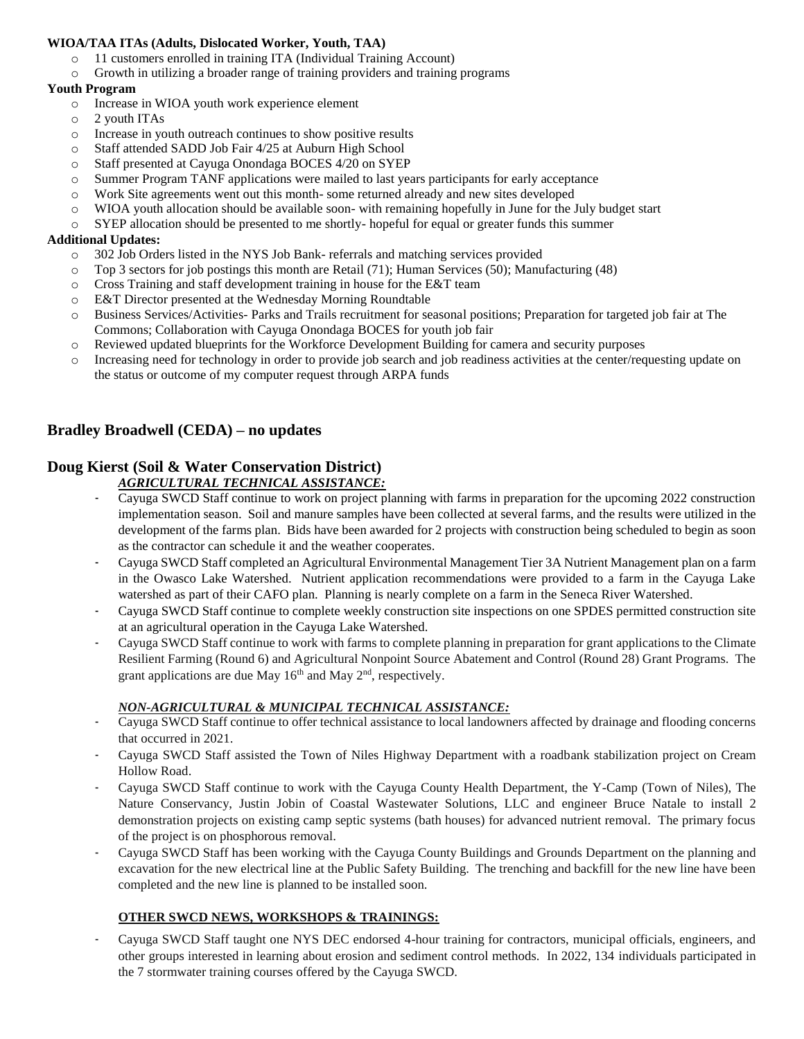**WIOA/TAA ITAs (Adults, Dislocated Worker, Youth, TAA)**

- 11 customers enrolled in training ITA (Individual Training Account)
- Growth in utilizing a broader range of training providers and training programs

**Youth Program**

- Increase in WIOA youth work experience element
- 2 youth ITAs
- Increase in youth outreach continues to show positive results
- Staff attended SADD Job Fair 4/25 at Auburn High School
- Staff presented at Cayuga Onondaga BOCES 4/20 on SYEP
- Summer Program TANF applications were mailed to last years participants for early acceptance
- Work Site agreements went out this month- some returned already and new sites developed
- WIOA youth allocation should be available soon- with remaining hopefully in June for the July budget start
- SYEP allocation should be presented to me shortly- hopeful for equal or greater funds this summer

**Additional Updates:**

- 302 Job Orders listed in the NYS Job Bank- referrals and matching services provided
- Top 3 sectors for job postings this month are Retail (71); Human Services (50); Manufacturing (48)
- Cross Training and staff development training in house for the E&T team
- E&T Director presented at the Wednesday Morning Roundtable
- Business Services/Activities- Parks and Trails recruitment for seasonal positions; Preparation for targeted job fair at The Commons; Collaboration with Cayuga Onondaga BOCES for youth job fair
- Reviewed updated blueprints for the Workforce Development Building for camera and security purposes
- Increasing need for technology in order to provide job search and job readiness activities at the center/requesting update on the status or outcome of my computer request through ARPA funds

## Bradley Broadwell (CEDA) – no updates

## Doug Kierst (Soil & Water Conservation District)

***AGRICULTURAL TECHNICAL ASSISTANCE:***

- Cayuga SWCD Staff continue to work on project planning with farms in preparation for the upcoming 2022 construction implementation season. Soil and manure samples have been collected at several farms, and the results were utilized in the development of the farms plan. Bids have been awarded for 2 projects with construction being scheduled to begin as soon as the contractor can schedule it and the weather cooperates.
- Cayuga SWCD Staff completed an Agricultural Environmental Management Tier 3A Nutrient Management plan on a farm in the Owasco Lake Watershed. Nutrient application recommendations were provided to a farm in the Cayuga Lake watershed as part of their CAFO plan. Planning is nearly complete on a farm in the Seneca River Watershed.
- Cayuga SWCD Staff continue to complete weekly construction site inspections on one SPDES permitted construction site at an agricultural operation in the Cayuga Lake Watershed.
- Cayuga SWCD Staff continue to work with farms to complete planning in preparation for grant applications to the Climate Resilient Farming (Round 6) and Agricultural Nonpoint Source Abatement and Control (Round 28) Grant Programs. The grant applications are due May 16th and May 2nd, respectively.

***NON-AGRICULTURAL & MUNICIPAL TECHNICAL ASSISTANCE:***

- Cayuga SWCD Staff continue to offer technical assistance to local landowners affected by drainage and flooding concerns that occurred in 2021.
- Cayuga SWCD Staff assisted the Town of Niles Highway Department with a roadbank stabilization project on Cream Hollow Road.
- Cayuga SWCD Staff continue to work with the Cayuga County Health Department, the Y-Camp (Town of Niles), The Nature Conservancy, Justin Jobin of Coastal Wastewater Solutions, LLC and engineer Bruce Natale to install 2 demonstration projects on existing camp septic systems (bath houses) for advanced nutrient removal. The primary focus of the project is on phosphorous removal.
- Cayuga SWCD Staff has been working with the Cayuga County Buildings and Grounds Department on the planning and excavation for the new electrical line at the Public Safety Building. The trenching and backfill for the new line have been completed and the new line is planned to be installed soon.

**OTHER SWCD NEWS, WORKSHOPS & TRAININGS:**

- Cayuga SWCD Staff taught one NYS DEC endorsed 4-hour training for contractors, municipal officials, engineers, and other groups interested in learning about erosion and sediment control methods. In 2022, 134 individuals participated in the 7 stormwater training courses offered by the Cayuga SWCD.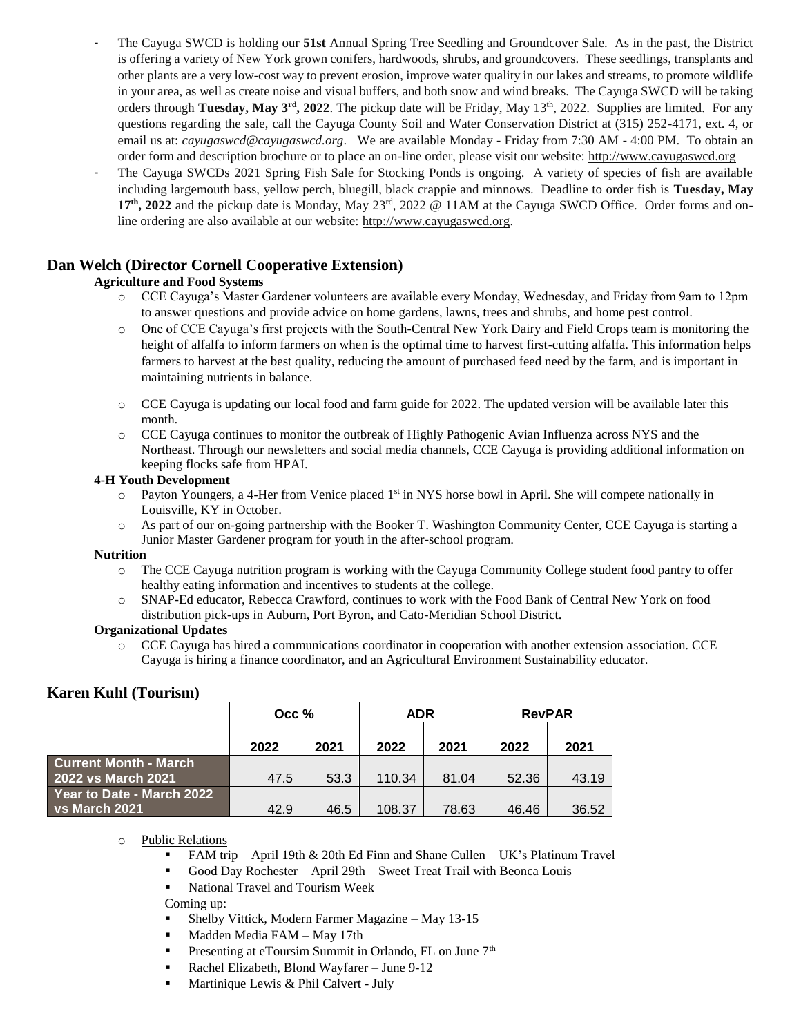- The Cayuga SWCD is holding our **51st** Annual Spring Tree Seedling and Groundcover Sale. As in the past, the District is offering a variety of New York grown conifers, hardwoods, shrubs, and groundcovers. These seedlings, transplants and other plants are a very low-cost way to prevent erosion, improve water quality in our lakes and streams, to promote wildlife in your area, as well as create noise and visual buffers, and both snow and wind breaks. The Cayuga SWCD will be taking orders through **Tuesday, May 3rd, 2022**. The pickup date will be Friday, May 13th, 2022. Supplies are limited. For any questions regarding the sale, call the Cayuga County Soil and Water Conservation District at (315) 252-4171, ext. 4, or email us at: *cayugaswcd@cayugaswcd.org*. We are available Monday - Friday from 7:30 AM - 4:00 PM. To obtain an order form and description brochure or to place an on-line order, please visit our website: http://www.cayugaswcd.org
- The Cayuga SWCDs 2021 Spring Fish Sale for Stocking Ponds is ongoing. A variety of species of fish are available including largemouth bass, yellow perch, bluegill, black crappie and minnows. Deadline to order fish is **Tuesday, May 17th, 2022** and the pickup date is Monday, May 23rd, 2022 @ 11AM at the Cayuga SWCD Office. Order forms and on-line ordering are also available at our website: http://www.cayugaswcd.org.

## Dan Welch (Director Cornell Cooperative Extension)

**Agriculture and Food Systems**

- CCE Cayuga's Master Gardener volunteers are available every Monday, Wednesday, and Friday from 9am to 12pm to answer questions and provide advice on home gardens, lawns, trees and shrubs, and home pest control.
- One of CCE Cayuga's first projects with the South-Central New York Dairy and Field Crops team is monitoring the height of alfalfa to inform farmers on when is the optimal time to harvest first-cutting alfalfa. This information helps farmers to harvest at the best quality, reducing the amount of purchased feed need by the farm, and is important in maintaining nutrients in balance.
- CCE Cayuga is updating our local food and farm guide for 2022. The updated version will be available later this month.
- CCE Cayuga continues to monitor the outbreak of Highly Pathogenic Avian Influenza across NYS and the Northeast. Through our newsletters and social media channels, CCE Cayuga is providing additional information on keeping flocks safe from HPAI.

**4-H Youth Development**

- Payton Youngers, a 4-Her from Venice placed 1st in NYS horse bowl in April. She will compete nationally in Louisville, KY in October.
- As part of our on-going partnership with the Booker T. Washington Community Center, CCE Cayuga is starting a Junior Master Gardener program for youth in the after-school program.

**Nutrition**

- The CCE Cayuga nutrition program is working with the Cayuga Community College student food pantry to offer healthy eating information and incentives to students at the college.
- SNAP-Ed educator, Rebecca Crawford, continues to work with the Food Bank of Central New York on food distribution pick-ups in Auburn, Port Byron, and Cato-Meridian School District.

**Organizational Updates**

- CCE Cayuga has hired a communications coordinator in cooperation with another extension association. CCE Cayuga is hiring a finance coordinator, and an Agricultural Environment Sustainability educator.

## Karen Kuhl (Tourism)

| | Occ % | | ADR | | RevPAR | |
|---|---|---|---|---|---|---|
| | 2022 | 2021 | 2022 | 2021 | 2022 | 2021 |
| Current Month - March 2022 vs March 2021 | 47.5 | 53.3 | 110.34 | 81.04 | 52.36 | 43.19 |
| Year to Date - March 2022 vs March 2021 | 42.9 | 46.5 | 108.37 | 78.63 | 46.46 | 36.52 |

- Public Relations
  - FAM trip – April 19th & 20th Ed Finn and Shane Cullen – UK's Platinum Travel
  - Good Day Rochester – April 29th – Sweet Treat Trail with Beonca Louis
  - National Travel and Tourism Week

  Coming up:
  - Shelby Vittick, Modern Farmer Magazine – May 13-15
  - Madden Media FAM – May 17th
  - Presenting at eToursim Summit in Orlando, FL on June 7th
  - Rachel Elizabeth, Blond Wayfarer – June 9-12
  - Martinique Lewis & Phil Calvert - July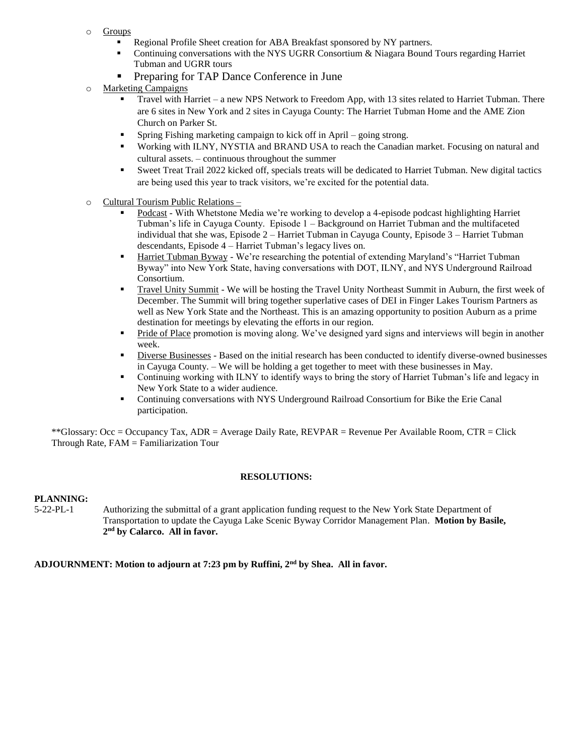- Groups
  - Regional Profile Sheet creation for ABA Breakfast sponsored by NY partners.
  - Continuing conversations with the NYS UGRR Consortium & Niagara Bound Tours regarding Harriet Tubman and UGRR tours
  - Preparing for TAP Dance Conference in June
- Marketing Campaigns
  - Travel with Harriet – a new NPS Network to Freedom App, with 13 sites related to Harriet Tubman. There are 6 sites in New York and 2 sites in Cayuga County: The Harriet Tubman Home and the AME Zion Church on Parker St.
  - Spring Fishing marketing campaign to kick off in April – going strong.
  - Working with ILNY, NYSTIA and BRAND USA to reach the Canadian market. Focusing on natural and cultural assets. – continuous throughout the summer
  - Sweet Treat Trail 2022 kicked off, specials treats will be dedicated to Harriet Tubman. New digital tactics are being used this year to track visitors, we're excited for the potential data.
- Cultural Tourism Public Relations –
  - Podcast - With Whetstone Media we're working to develop a 4-episode podcast highlighting Harriet Tubman's life in Cayuga County. Episode 1 – Background on Harriet Tubman and the multifaceted individual that she was, Episode 2 – Harriet Tubman in Cayuga County, Episode 3 – Harriet Tubman descendants, Episode 4 – Harriet Tubman's legacy lives on.
  - Harriet Tubman Byway - We're researching the potential of extending Maryland's "Harriet Tubman Byway" into New York State, having conversations with DOT, ILNY, and NYS Underground Railroad Consortium.
  - Travel Unity Summit - We will be hosting the Travel Unity Northeast Summit in Auburn, the first week of December. The Summit will bring together superlative cases of DEI in Finger Lakes Tourism Partners as well as New York State and the Northeast. This is an amazing opportunity to position Auburn as a prime destination for meetings by elevating the efforts in our region.
  - Pride of Place promotion is moving along. We've designed yard signs and interviews will begin in another week.
  - Diverse Businesses - Based on the initial research has been conducted to identify diverse-owned businesses in Cayuga County. – We will be holding a get together to meet with these businesses in May.
  - Continuing working with ILNY to identify ways to bring the story of Harriet Tubman's life and legacy in New York State to a wider audience.
  - Continuing conversations with NYS Underground Railroad Consortium for Bike the Erie Canal participation.

**Glossary: Occ = Occupancy Tax, ADR = Average Daily Rate, REVPAR = Revenue Per Available Room, CTR = Click Through Rate, FAM = Familiarization Tour

**RESOLUTIONS:**

**PLANNING:**

5-22-PL-1 Authorizing the submittal of a grant application funding request to the New York State Department of Transportation to update the Cayuga Lake Scenic Byway Corridor Management Plan. **Motion by Basile, 2nd by Calarco. All in favor.**

**ADJOURNMENT: Motion to adjourn at 7:23 pm by Ruffini, 2nd by Shea. All in favor.**